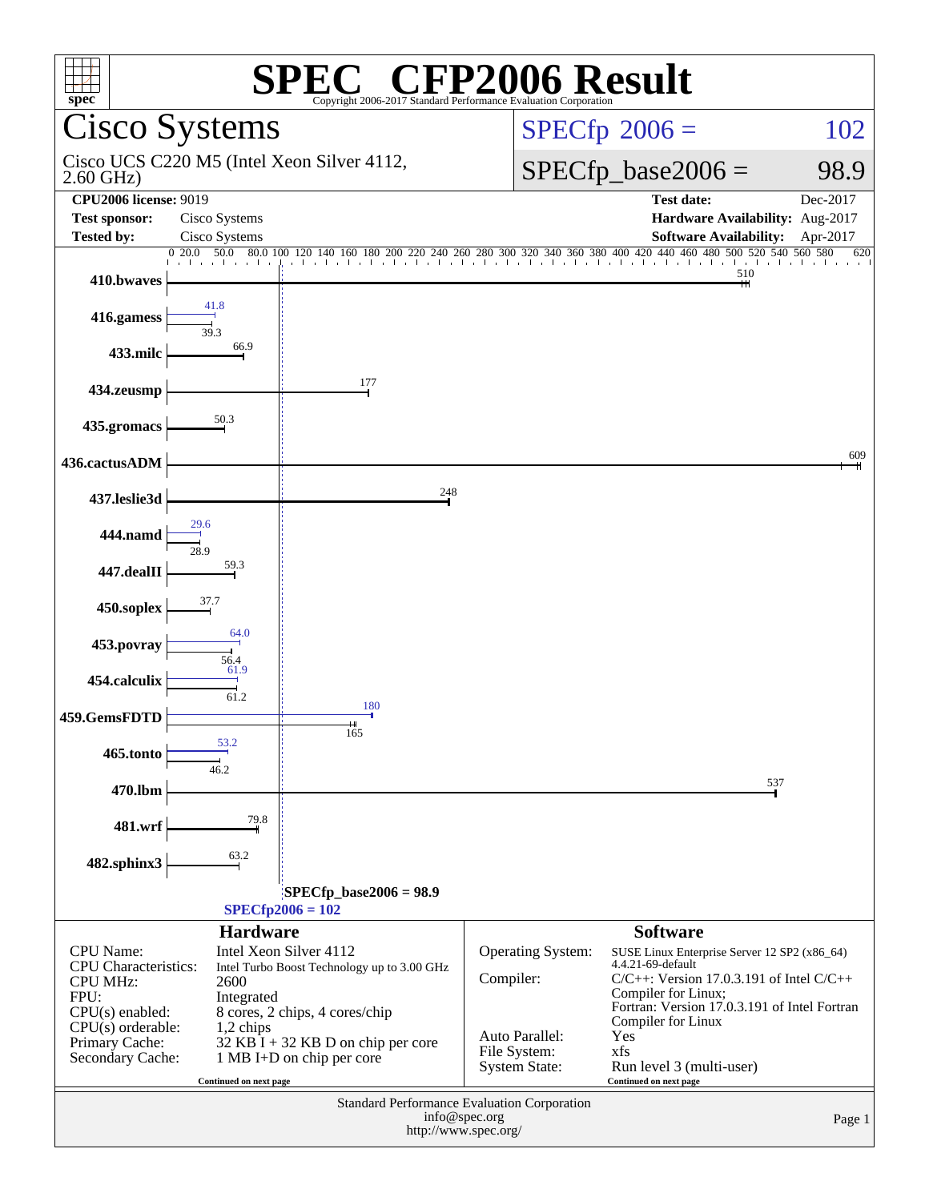# SPEC® CFP2006 Result

Copyright 2006-2017 Standard Performance Evaluation Corporation

## Cisco Systems

Cisco UCS C220 M5 (Intel Xeon Silver 4112, 2.60 GHz)

SPECfp 2006 = 102

SPECfp_base2006 = 98.9

| | | | |
|---|---|---|---|
| **CPU2006 license:** 9019 | | **Test date:** | Dec-2017 |
| **Test sponsor:** | Cisco Systems | **Hardware Availability:** | Aug-2017 |
| **Tested by:** | Cisco Systems | **Software Availability:** | Apr-2017 |

| Benchmark | Base | Peak |
|---|---|---|
| 410.bwaves | 510 | |
| 416.gamess | 39.3 | 41.8 |
| 433.milc | 66.9 | |
| 434.zeusmp | 177 | |
| 435.gromacs | 50.3 | |
| 436.cactusADM | 609 | |
| 437.leslie3d | 248 | |
| 444.namd | 28.9 | 29.6 |
| 447.dealII | 59.3 | |
| 450.soplex | 37.7 | |
| 453.povray | 56.4 | 64.0 |
| 454.calculix | 61.2 | 61.9 |
| 459.GemsFDTD | 165 | 180 |
| 465.tonto | 46.2 | 53.2 |
| 470.lbm | 537 | |
| 481.wrf | 79.8 | |
| 482.sphinx3 | 63.2 | |

SPECfp_base2006 = 98.9

SPECfp2006 = 102

### Hardware

| | |
|---|---|
| CPU Name: | Intel Xeon Silver 4112 |
| CPU Characteristics: | Intel Turbo Boost Technology up to 3.00 GHz |
| CPU MHz: | 2600 |
| FPU: | Integrated |
| CPU(s) enabled: | 8 cores, 2 chips, 4 cores/chip |
| CPU(s) orderable: | 1,2 chips |
| Primary Cache: | 32 KB I + 32 KB D on chip per core |
| Secondary Cache: | 1 MB I+D on chip per core |

Continued on next page

### Software

| | |
|---|---|
| Operating System: | SUSE Linux Enterprise Server 12 SP2 (x86_64) 4.4.21-69-default |
| Compiler: | C/C++: Version 17.0.3.191 of Intel C/C++ Compiler for Linux; Fortran: Version 17.0.3.191 of Intel Fortran Compiler for Linux |
| Auto Parallel: | Yes |
| File System: | xfs |
| System State: | Run level 3 (multi-user) |

Continued on next page

Standard Performance Evaluation Corporation
info@spec.org
http://www.spec.org/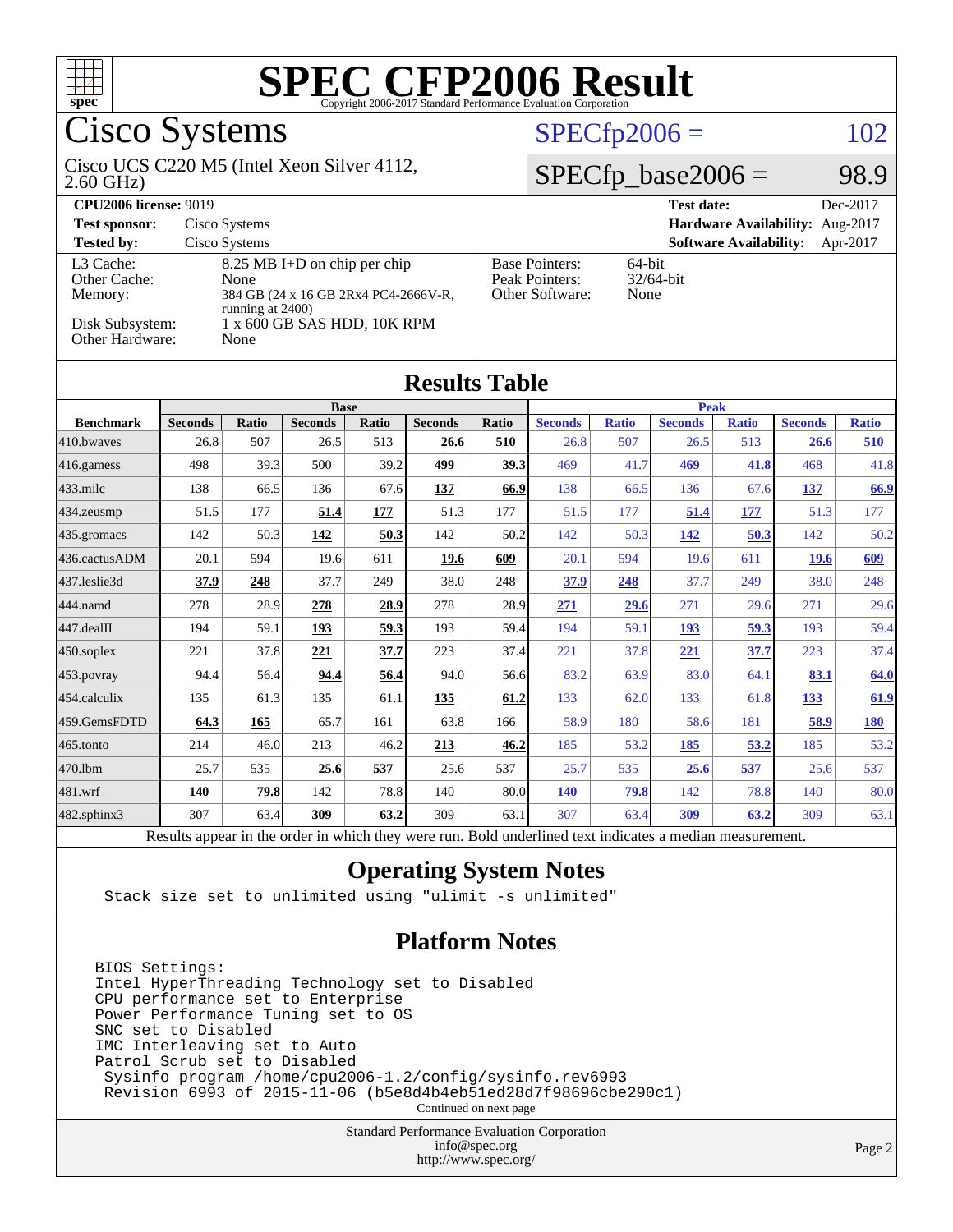# SPEC CFP2006 Result

Copyright 2006-2017 Standard Performance Evaluation Corporation

## Cisco Systems

Cisco UCS C220 M5 (Intel Xeon Silver 4112, 2.60 GHz)

SPECfp2006 = 102

SPECfp_base2006 = 98.9

| | | | |
|---|---|---|---|
| **CPU2006 license:** 9019 | | **Test date:** | Dec-2017 |
| **Test sponsor:** | Cisco Systems | **Hardware Availability:** | Aug-2017 |
| **Tested by:** | Cisco Systems | **Software Availability:** | Apr-2017 |

| | |
|---|---|
| L3 Cache: | 8.25 MB I+D on chip per chip |
| Other Cache: | None |
| Memory: | 384 GB (24 x 16 GB 2Rx4 PC4-2666V-R, running at 2400) |
| Disk Subsystem: | 1 x 600 GB SAS HDD, 10K RPM |
| Other Hardware: | None |

| | |
|---|---|
| Base Pointers: | 64-bit |
| Peak Pointers: | 32/64-bit |
| Other Software: | None |

## Results Table

| | Base | | | | | | Peak | | | | | |
|---|---|---|---|---|---|---|---|---|---|---|---|---|
| **Benchmark** | **Seconds** | **Ratio** | **Seconds** | **Ratio** | **Seconds** | **Ratio** | **Seconds** | **Ratio** | **Seconds** | **Ratio** | **Seconds** | **Ratio** |
| 410.bwaves | 26.8 | 507 | 26.5 | 513 | **26.6** | **510** | 26.8 | 507 | 26.5 | 513 | **26.6** | **510** |
| 416.gamess | 498 | 39.3 | 500 | 39.2 | **499** | **39.3** | 469 | 41.7 | **469** | **41.8** | 468 | 41.8 |
| 433.milc | 138 | 66.5 | 136 | 67.6 | **137** | **66.9** | 138 | 66.5 | 136 | 67.6 | **137** | **66.9** |
| 434.zeusmp | 51.5 | 177 | **51.4** | **177** | 51.3 | 177 | 51.5 | 177 | **51.4** | **177** | 51.3 | 177 |
| 435.gromacs | 142 | 50.3 | **142** | **50.3** | 142 | 50.2 | 142 | 50.3 | **142** | **50.3** | 142 | 50.2 |
| 436.cactusADM | 20.1 | 594 | 19.6 | 611 | **19.6** | **609** | 20.1 | 594 | 19.6 | 611 | **19.6** | **609** |
| 437.leslie3d | **37.9** | **248** | 37.7 | 249 | 38.0 | 248 | **37.9** | **248** | 37.7 | 249 | 38.0 | 248 |
| 444.namd | 278 | 28.9 | **278** | **28.9** | 278 | 28.9 | **271** | **29.6** | 271 | 29.6 | 271 | 29.6 |
| 447.dealII | 194 | 59.1 | **193** | **59.3** | 193 | 59.4 | 194 | 59.1 | **193** | **59.3** | 193 | 59.4 |
| 450.soplex | 221 | 37.8 | **221** | **37.7** | 223 | 37.4 | 221 | 37.8 | **221** | **37.7** | 223 | 37.4 |
| 453.povray | 94.4 | 56.4 | **94.4** | **56.4** | 94.0 | 56.6 | 83.2 | 63.9 | 83.0 | 64.1 | **83.1** | **64.0** |
| 454.calculix | 135 | 61.3 | 135 | 61.1 | **135** | **61.2** | 133 | 62.0 | 133 | 61.8 | **133** | **61.9** |
| 459.GemsFDTD | **64.3** | **165** | 65.7 | 161 | 63.8 | 166 | 58.9 | 180 | 58.6 | 181 | **58.9** | **180** |
| 465.tonto | 214 | 46.0 | 213 | 46.2 | **213** | **46.2** | 185 | 53.2 | **185** | **53.2** | 185 | 53.2 |
| 470.lbm | 25.7 | 535 | **25.6** | **537** | 25.6 | 537 | 25.7 | 535 | **25.6** | **537** | 25.6 | 537 |
| 481.wrf | **140** | **79.8** | 142 | 78.8 | 140 | 80.0 | **140** | **79.8** | 142 | 78.8 | 140 | 80.0 |
| 482.sphinx3 | 307 | 63.4 | **309** | **63.2** | 309 | 63.1 | 307 | 63.4 | **309** | **63.2** | 309 | 63.1 |

Results appear in the order in which they were run. Bold underlined text indicates a median measurement.

## Operating System Notes

```
Stack size set to unlimited using "ulimit -s unlimited"
```

## Platform Notes

```
BIOS Settings:
Intel HyperThreading Technology set to Disabled
CPU performance set to Enterprise
Power Performance Tuning set to OS
SNC set to Disabled
IMC Interleaving set to Auto
Patrol Scrub set to Disabled
 Sysinfo program /home/cpu2006-1.2/config/sysinfo.rev6993
 Revision 6993 of 2015-11-06 (b5e8d4b4eb51ed28d7f98696cbe290c1)
```

Continued on next page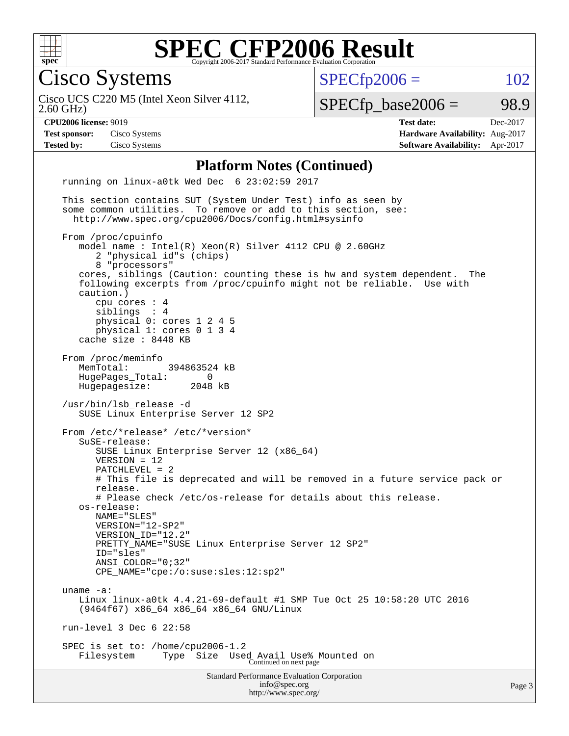# SPEC CFP2006 Result

Copyright 2006-2017 Standard Performance Evaluation Corporation

## Cisco Systems

Cisco UCS C220 M5 (Intel Xeon Silver 4112, 2.60 GHz)

SPECfp2006 = 102

SPECfp_base2006 = 98.9

| | | | |
|---|---|---|---|
| **CPU2006 license:** 9019 | | **Test date:** | Dec-2017 |
| **Test sponsor:** | Cisco Systems | **Hardware Availability:** | Aug-2017 |
| **Tested by:** | Cisco Systems | **Software Availability:** | Apr-2017 |

### Platform Notes (Continued)

```
running on linux-a0tk Wed Dec  6 23:02:59 2017

This section contains SUT (System Under Test) info as seen by
some common utilities.  To remove or add to this section, see:
  http://www.spec.org/cpu2006/Docs/config.html#sysinfo

From /proc/cpuinfo
   model name : Intel(R) Xeon(R) Silver 4112 CPU @ 2.60GHz
      2 "physical id"s (chips)
      8 "processors"
   cores, siblings (Caution: counting these is hw and system dependent.  The
   following excerpts from /proc/cpuinfo might not be reliable.  Use with
   caution.)
      cpu cores : 4
      siblings  : 4
      physical 0: cores 1 2 4 5
      physical 1: cores 0 1 3 4
   cache size : 8448 KB

From /proc/meminfo
   MemTotal:       394863524 kB
   HugePages_Total:       0
   Hugepagesize:       2048 kB

/usr/bin/lsb_release -d
   SUSE Linux Enterprise Server 12 SP2

From /etc/*release* /etc/*version*
   SuSE-release:
      SUSE Linux Enterprise Server 12 (x86_64)
      VERSION = 12
      PATCHLEVEL = 2
      # This file is deprecated and will be removed in a future service pack or
      release.
      # Please check /etc/os-release for details about this release.
   os-release:
      NAME="SLES"
      VERSION="12-SP2"
      VERSION_ID="12.2"
      PRETTY_NAME="SUSE Linux Enterprise Server 12 SP2"
      ID="sles"
      ANSI_COLOR="0;32"
      CPE_NAME="cpe:/o:suse:sles:12:sp2"

uname -a:
   Linux linux-a0tk 4.4.21-69-default #1 SMP Tue Oct 25 10:58:20 UTC 2016
   (9464f67) x86_64 x86_64 x86_64 GNU/Linux

run-level 3 Dec 6 22:58

SPEC is set to: /home/cpu2006-1.2
   Filesystem     Type  Size  Used Avail Use% Mounted on
```

Continued on next page

Standard Performance Evaluation Corporation
info@spec.org
http://www.spec.org/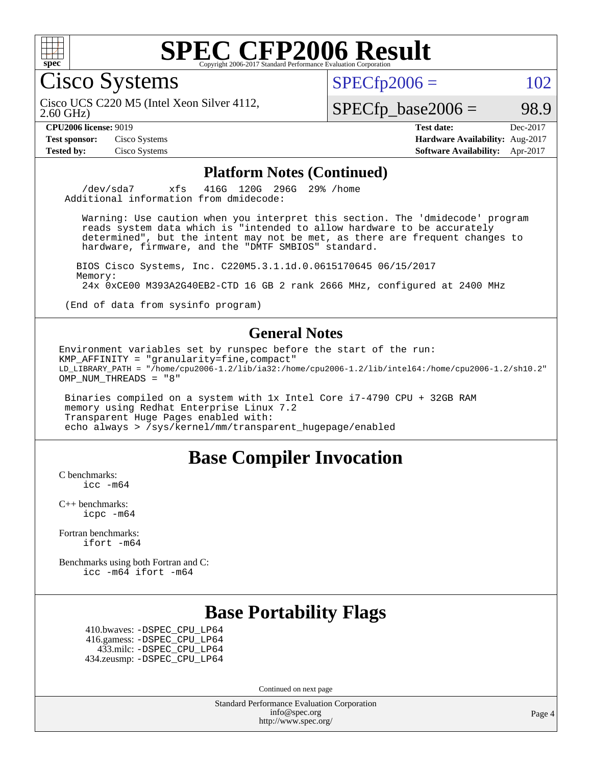# SPEC CFP2006 Result

Copyright 2006-2017 Standard Performance Evaluation Corporation

## Cisco Systems

Cisco UCS C220 M5 (Intel Xeon Silver 4112, 2.60 GHz)

SPECfp2006 = 102

SPECfp_base2006 = 98.9

| | | | |
|---|---|---|---|
| **CPU2006 license:** 9019 | | **Test date:** | Dec-2017 |
| **Test sponsor:** | Cisco Systems | **Hardware Availability:** | Aug-2017 |
| **Tested by:** | Cisco Systems | **Software Availability:** | Apr-2017 |

### Platform Notes (Continued)

```
     /dev/sda7      xfs   416G  120G  296G  29% /home
 Additional information from dmidecode:

    Warning: Use caution when you interpret this section. The 'dmidecode' program
    reads system data which is "intended to allow hardware to be accurately
    determined", but the intent may not be met, as there are frequent changes to
    hardware, firmware, and the "DMTF SMBIOS" standard.

   BIOS Cisco Systems, Inc. C220M5.3.1.1d.0.0615170645 06/15/2017
   Memory:
    24x 0xCE00 M393A2G40EB2-CTD 16 GB 2 rank 2666 MHz, configured at 2400 MHz

 (End of data from sysinfo program)
```

### General Notes

```
Environment variables set by runspec before the start of the run:
KMP_AFFINITY = "granularity=fine,compact"
LD_LIBRARY_PATH = "/home/cpu2006-1.2/lib/ia32:/home/cpu2006-1.2/lib/intel64:/home/cpu2006-1.2/sh10.2"
OMP_NUM_THREADS = "8"

 Binaries compiled on a system with 1x Intel Core i7-4790 CPU + 32GB RAM
 memory using Redhat Enterprise Linux 7.2
 Transparent Huge Pages enabled with:
 echo always > /sys/kernel/mm/transparent_hugepage/enabled
```

## Base Compiler Invocation

C benchmarks:
`icc -m64`

C++ benchmarks:
`icpc -m64`

Fortran benchmarks:
`ifort -m64`

Benchmarks using both Fortran and C:
`icc -m64 ifort -m64`

## Base Portability Flags

410.bwaves: -DSPEC_CPU_LP64
416.gamess: -DSPEC_CPU_LP64
433.milc: -DSPEC_CPU_LP64
434.zeusmp: -DSPEC_CPU_LP64

Continued on next page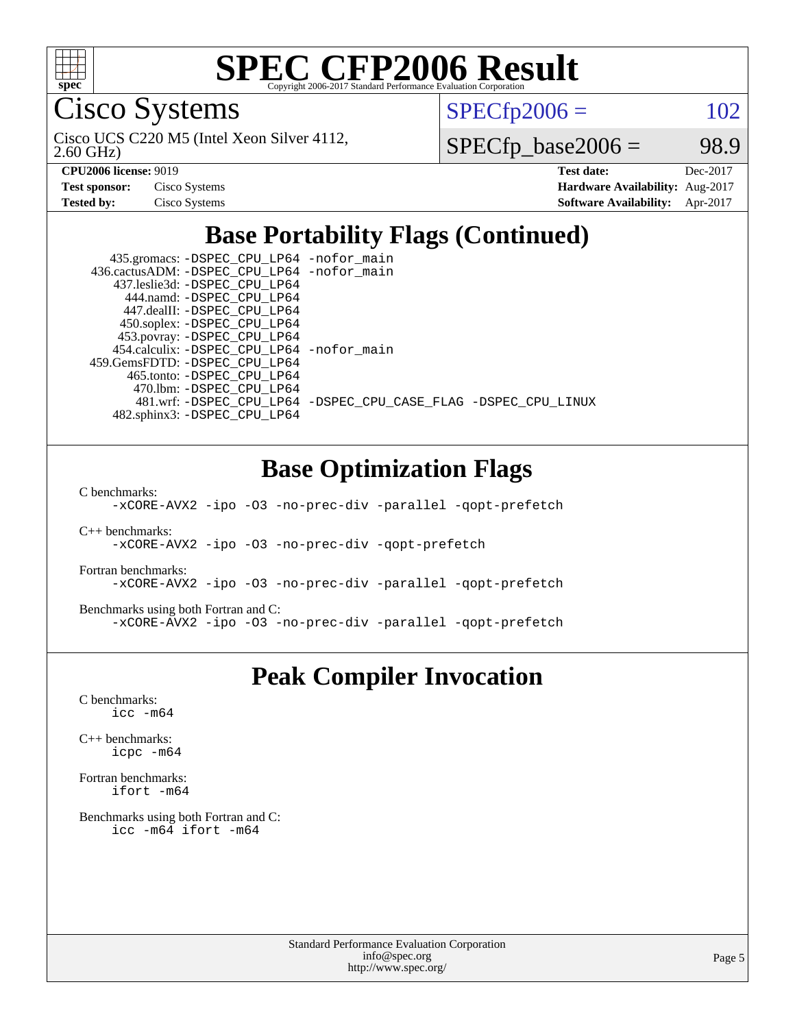# SPEC CFP2006 Result

Copyright 2006-2017 Standard Performance Evaluation Corporation

## Cisco Systems

Cisco UCS C220 M5 (Intel Xeon Silver 4112, 2.60 GHz)

SPECfp2006 = 102

SPECfp_base2006 = 98.9

| | | | |
|---|---|---|---|
| **CPU2006 license:** 9019 | | **Test date:** | Dec-2017 |
| **Test sponsor:** | Cisco Systems | **Hardware Availability:** | Aug-2017 |
| **Tested by:** | Cisco Systems | **Software Availability:** | Apr-2017 |

## Base Portability Flags (Continued)

```
    435.gromacs: -DSPEC_CPU_LP64 -nofor_main
 436.cactusADM: -DSPEC_CPU_LP64 -nofor_main
    437.leslie3d: -DSPEC_CPU_LP64
       444.namd: -DSPEC_CPU_LP64
      447.dealII: -DSPEC_CPU_LP64
     450.soplex: -DSPEC_CPU_LP64
     453.povray: -DSPEC_CPU_LP64
    454.calculix: -DSPEC_CPU_LP64 -nofor_main
 459.GemsFDTD: -DSPEC_CPU_LP64
      465.tonto: -DSPEC_CPU_LP64
        470.lbm: -DSPEC_CPU_LP64
        481.wrf: -DSPEC_CPU_LP64 -DSPEC_CPU_CASE_FLAG -DSPEC_CPU_LINUX
    482.sphinx3: -DSPEC_CPU_LP64
```

## Base Optimization Flags

C benchmarks:

```
-xCORE-AVX2 -ipo -O3 -no-prec-div -parallel -qopt-prefetch
```

C++ benchmarks:

```
-xCORE-AVX2 -ipo -O3 -no-prec-div -qopt-prefetch
```

Fortran benchmarks:

```
-xCORE-AVX2 -ipo -O3 -no-prec-div -parallel -qopt-prefetch
```

Benchmarks using both Fortran and C:

```
-xCORE-AVX2 -ipo -O3 -no-prec-div -parallel -qopt-prefetch
```

## Peak Compiler Invocation

C benchmarks:

```
icc -m64
```

C++ benchmarks:

```
icpc -m64
```

Fortran benchmarks:

```
ifort -m64
```

Benchmarks using both Fortran and C:

```
icc -m64 ifort -m64
```

Standard Performance Evaluation Corporation
info@spec.org
http://www.spec.org/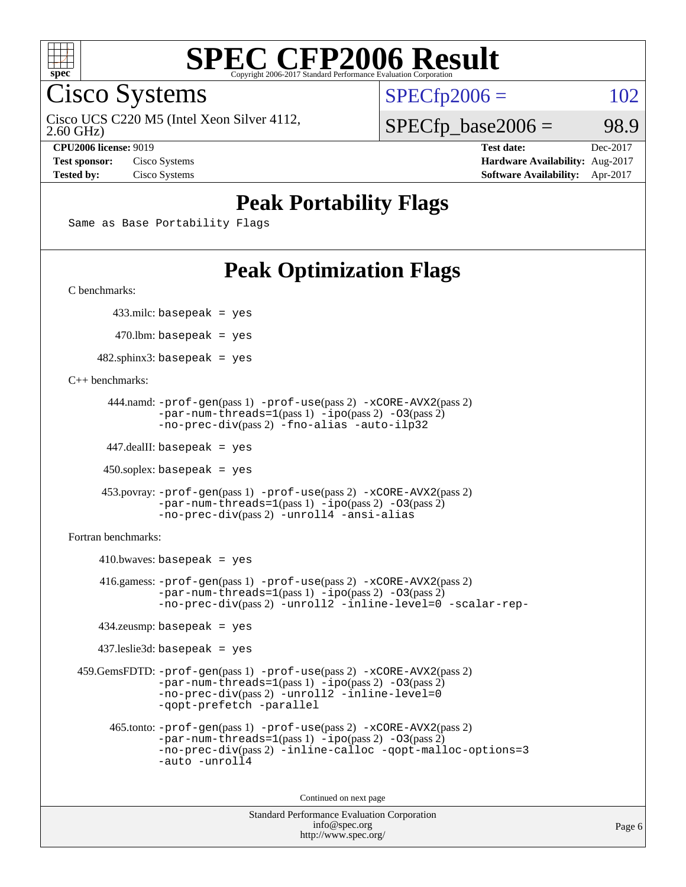# SPEC CFP2006 Result

Copyright 2006-2017 Standard Performance Evaluation Corporation

## Cisco Systems

Cisco UCS C220 M5 (Intel Xeon Silver 4112, 2.60 GHz)

SPECfp2006 = 102

SPECfp_base2006 = 98.9

**CPU2006 license:** 9019
**Test sponsor:** Cisco Systems
**Tested by:** Cisco Systems

**Test date:** Dec-2017
**Hardware Availability:** Aug-2017
**Software Availability:** Apr-2017

## Peak Portability Flags

Same as Base Portability Flags

## Peak Optimization Flags

C benchmarks:

433.milc: basepeak = yes

470.lbm: basepeak = yes

482.sphinx3: basepeak = yes

C++ benchmarks:

444.namd: -prof-gen(pass 1) -prof-use(pass 2) -xCORE-AVX2(pass 2) -par-num-threads=1(pass 1) -ipo(pass 2) -O3(pass 2) -no-prec-div(pass 2) -fno-alias -auto-ilp32

447.dealII: basepeak = yes

450.soplex: basepeak = yes

453.povray: -prof-gen(pass 1) -prof-use(pass 2) -xCORE-AVX2(pass 2) -par-num-threads=1(pass 1) -ipo(pass 2) -O3(pass 2) -no-prec-div(pass 2) -unroll4 -ansi-alias

Fortran benchmarks:

410.bwaves: basepeak = yes

416.gamess: -prof-gen(pass 1) -prof-use(pass 2) -xCORE-AVX2(pass 2) -par-num-threads=1(pass 1) -ipo(pass 2) -O3(pass 2) -no-prec-div(pass 2) -unroll2 -inline-level=0 -scalar-rep-

434.zeusmp: basepeak = yes

437.leslie3d: basepeak = yes

459.GemsFDTD: -prof-gen(pass 1) -prof-use(pass 2) -xCORE-AVX2(pass 2) -par-num-threads=1(pass 1) -ipo(pass 2) -O3(pass 2) -no-prec-div(pass 2) -unroll2 -inline-level=0 -qopt-prefetch -parallel

465.tonto: -prof-gen(pass 1) -prof-use(pass 2) -xCORE-AVX2(pass 2) -par-num-threads=1(pass 1) -ipo(pass 2) -O3(pass 2) -no-prec-div(pass 2) -inline-calloc -qopt-malloc-options=3 -auto -unroll4

Continued on next page

Standard Performance Evaluation Corporation
info@spec.org
http://www.spec.org/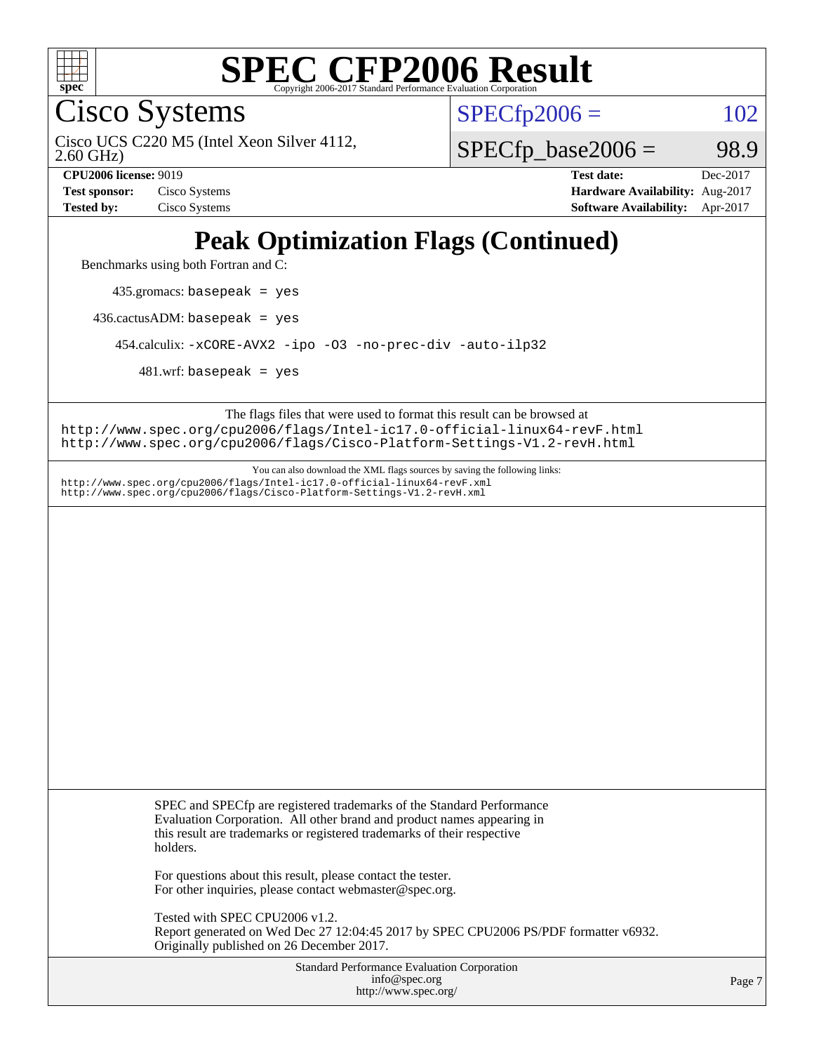# Peak Optimization Flags (Continued)

Benchmarks using both Fortran and C:

435.gromacs: basepeak = yes

436.cactusADM: basepeak = yes

454.calculix: -xCORE-AVX2 -ipo -O3 -no-prec-div -auto-ilp32

481.wrf: basepeak = yes

The flags files that were used to format this result can be browsed at
http://www.spec.org/cpu2006/flags/Intel-ic17.0-official-linux64-revF.html
http://www.spec.org/cpu2006/flags/Cisco-Platform-Settings-V1.2-revH.html

You can also download the XML flags sources by saving the following links:
http://www.spec.org/cpu2006/flags/Intel-ic17.0-official-linux64-revF.xml
http://www.spec.org/cpu2006/flags/Cisco-Platform-Settings-V1.2-revH.xml

SPEC and SPECfp are registered trademarks of the Standard Performance Evaluation Corporation. All other brand and product names appearing in this result are trademarks or registered trademarks of their respective holders.

For questions about this result, please contact the tester.
For other inquiries, please contact webmaster@spec.org.

Tested with SPEC CPU2006 v1.2.
Report generated on Wed Dec 27 12:04:45 2017 by SPEC CPU2006 PS/PDF formatter v6932.
Originally published on 26 December 2017.